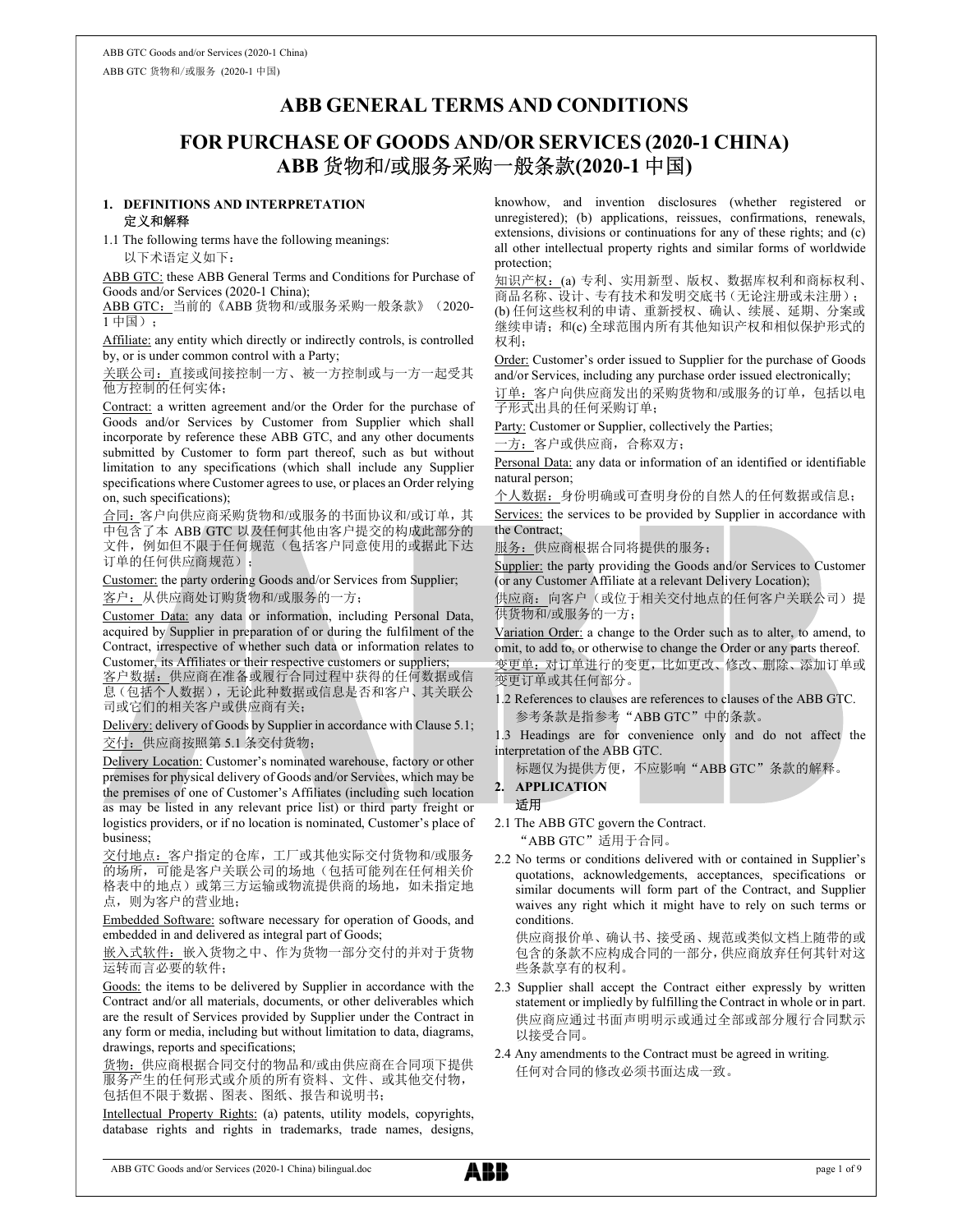# ABB GENERAL TERMS AND CONDITIONS

# FOR PURCHASE OF GOODS AND/OR SERVICES (2020-1 CHINA)
# ABB 货物和/或服务采购一般条款(2020-1 中国)

## 1. DEFINITIONS AND INTERPRETATION
## 定义和解释

1.1 The following terms have the following meanings:
以下术语定义如下：

ABB GTC: these ABB General Terms and Conditions for Purchase of Goods and/or Services (2020-1 China);
ABB GTC：当前的《ABB 货物和/或服务采购一般条款》（2020-1 中国）；

Affiliate: any entity which directly or indirectly controls, is controlled by, or is under common control with a Party;
关联公司：直接或间接控制一方、被一方控制或与一方一起受其他方控制的任何实体；

Contract: a written agreement and/or the Order for the purchase of Goods and/or Services by Customer from Supplier which shall incorporate by reference these ABB GTC, and any other documents submitted by Customer to form part thereof, such as but without limitation to any specifications (which shall include any Supplier specifications where Customer agrees to use, or places an Order relying on, such specifications);
合同：客户向供应商采购货物和/或服务的书面协议和/或订单，其中包含了本 ABB GTC 以及任何其他由客户提交的构成此部分的文件，例如但不限于任何规范（包括客户同意使用的或据此下达订单的任何供应商规范）；

Customer: the party ordering Goods and/or Services from Supplier;
客户：从供应商处订购货物和/或服务的一方；

Customer Data: any data or information, including Personal Data, acquired by Supplier in preparation of or during the fulfilment of the Contract, irrespective of whether such data or information relates to Customer, its Affiliates or their respective customers or suppliers;
客户数据：供应商在准备或履行合同过程中获得的任何数据或信息（包括个人数据），无论此种数据或信息是否和客户、其关联公司或它们的相关客户或供应商有关；

Delivery: delivery of Goods by Supplier in accordance with Clause 5.1;
交付：供应商按照第 5.1 条交付货物；

Delivery Location: Customer's nominated warehouse, factory or other premises for physical delivery of Goods and/or Services, which may be the premises of one of Customer's Affiliates (including such location as may be listed in any relevant price list) or third party freight or logistics providers, or if no location is nominated, Customer's place of business;
交付地点：客户指定的仓库，工厂或其他实际交付货物和/或服务的场所，可能是客户关联公司的场地（包括可能列在任何相关价格表中的地点）或第三方运输或物流提供商的场地，如未指定地点，则为客户的营业地；

Embedded Software: software necessary for operation of Goods, and embedded in and delivered as integral part of Goods;
嵌入式软件：嵌入货物之中、作为货物一部分交付的并对于货物运转而言必要的软件；

Goods: the items to be delivered by Supplier in accordance with the Contract and/or all materials, documents, or other deliverables which are the result of Services provided by Supplier under the Contract in any form or media, including but without limitation to data, diagrams, drawings, reports and specifications;
货物：供应商根据合同交付的物品和/或由供应商在合同项下提供服务产生的任何形式或介质的所有资料、文件、或其他交付物，包括但不限于数据、图表、图纸、报告和说明书；

Intellectual Property Rights: (a) patents, utility models, copyrights, database rights and rights in trademarks, trade names, designs, knowhow, and invention disclosures (whether registered or unregistered); (b) applications, reissues, confirmations, renewals, extensions, divisions or continuations for any of these rights; and (c) all other intellectual property rights and similar forms of worldwide protection;
知识产权：(a) 专利、实用新型、版权、数据库权利和商标权利、商品名称、设计、专有技术和发明交底书（无论注册或未注册）；(b) 任何这些权利的申请、重新授权、确认、续展、延期、分案或继续申请；和(c) 全球范围内所有其他知识产权和相似保护形式的权利；

Order: Customer's order issued to Supplier for the purchase of Goods and/or Services, including any purchase order issued electronically;
订单：客户向供应商发出的采购货物和/或服务的订单，包括以电子形式出具的任何采购订单；

Party: Customer or Supplier, collectively the Parties;
一方：客户或供应商，合称双方；

Personal Data: any data or information of an identified or identifiable natural person;
个人数据：身份明确或可查明身份的自然人的任何数据或信息；

Services: the services to be provided by Supplier in accordance with the Contract;
服务：供应商根据合同将提供的服务；

Supplier: the party providing the Goods and/or Services to Customer (or any Customer Affiliate at a relevant Delivery Location);
供应商：向客户（或位于相关交付地点的任何客户关联公司）提供货物和/或服务的一方；

Variation Order: a change to the Order such as to alter, to amend, to omit, to add to, or otherwise to change the Order or any parts thereof.
变更单：对订单进行的变更，比如更改、修改、删除、添加订单或变更订单或其任何部分。

1.2 References to clauses are references to clauses of the ABB GTC.
参考条款是指参考"ABB GTC"中的条款。

1.3 Headings are for convenience only and do not affect the interpretation of the ABB GTC.
标题仅为提供方便，不应影响"ABB GTC"条款的解释。

## 2. APPLICATION
## 适用

2.1 The ABB GTC govern the Contract.
"ABB GTC"适用于合同。

2.2 No terms or conditions delivered with or contained in Supplier's quotations, acknowledgements, acceptances, specifications or similar documents will form part of the Contract, and Supplier waives any right which it might have to rely on such terms or conditions.
供应商报价单、确认书、接受函、规范或类似文档上随带的或包含的条款不应构成合同的一部分，供应商放弃任何其针对这些条款享有的权利。

2.3 Supplier shall accept the Contract either expressly by written statement or impliedly by fulfilling the Contract in whole or in part.
供应商应通过书面声明明示或通过全部或部分履行合同默示以接受合同。

2.4 Any amendments to the Contract must be agreed in writing.
任何对合同的修改必须书面达成一致。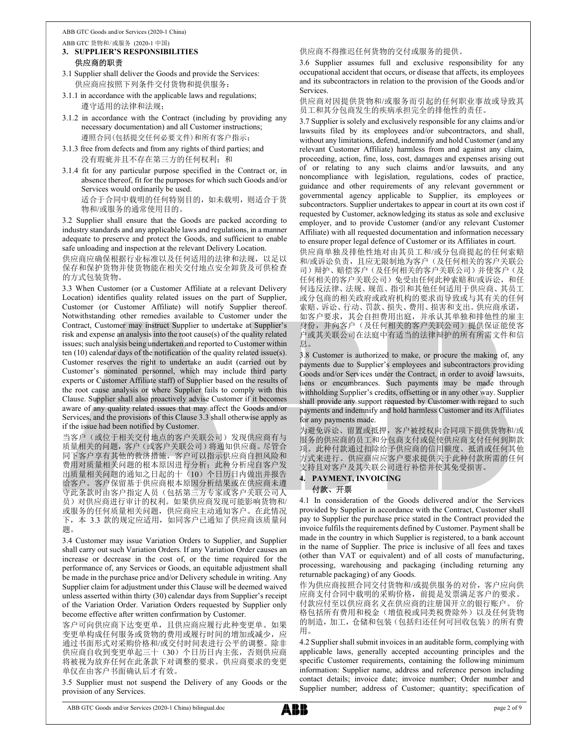## 3. SUPPLIER'S RESPONSIBILITIES

## 供应商的职责

3.1 Supplier shall deliver the Goods and provide the Services:
供应商应按照下列条件交付货物和提供服务：

3.1.1 in accordance with the applicable laws and regulations;
遵守适用的法律和法规；

3.1.2 in accordance with the Contract (including by providing any necessary documentation) and all Customer instructions;
遵照合同(包括提交任何必要文件)和所有客户指示；

3.1.3 free from defects and from any rights of third parties; and
没有瑕疵并且不存在第三方的任何权利；和

3.1.4 fit for any particular purpose specified in the Contract or, in absence thereof, fit for the purposes for which such Goods and/or Services would ordinarily be used.
适合于合同中载明的任何特别目的，如未载明，则适合于货物和/或服务的通常使用目的。

3.2 Supplier shall ensure that the Goods are packed according to industry standards and any applicable laws and regulations, in a manner adequate to preserve and protect the Goods, and sufficient to enable safe unloading and inspection at the relevant Delivery Location.
供应商应确保根据行业标准以及任何适用的法律和法规，以足以保存和保护货物并使货物能在相关交付地点安全卸货及可供检查的方式包装货物。

3.3 When Customer (or a Customer Affiliate at a relevant Delivery Location) identifies quality related issues on the part of Supplier, Customer (or Customer Affiliate) will notify Supplier thereof. Notwithstanding other remedies available to Customer under the Contract, Customer may instruct Supplier to undertake at Supplier's risk and expense an analysis into the root cause(s) of the quality related issues; such analysis being undertaken and reported to Customer within ten (10) calendar days of the notification of the quality related issue(s). Customer reserves the right to undertake an audit (carried out by Customer's nominated personnel, which may include third party experts or Customer Affiliate staff) of Supplier based on the results of the root cause analysis or where Supplier fails to comply with this Clause. Supplier shall also proactively advise Customer if it becomes aware of any quality related issues that may affect the Goods and/or Services, and the provisions of this Clause 3.3 shall otherwise apply as if the issue had been notified by Customer.
当客户（或位于相关交付地点的客户关联公司）发现供应商有与质量相关的问题，客户（或客户关联公司）将通知供应商。尽管合同下客户享有其他的救济措施，客户可以指示供应商自担风险和费用对质量相关问题的根本原因进行分析；此种分析应自客户发出质量相关问题的通知之日起的十（10）个日历日内做出并报告给客户。客户保留基于供应商根本原因分析结果或在供应商未遵守此条款时由客户指定人员（包括第三方专家或客户关联公司人员）对供应商进行审计的权利。如果供应商发现可能影响货物和/或服务的任何质量相关问题，供应商应主动通知客户。在此情况下，本 3.3 款的规定应适用，如同客户已通知了供应商该质量问题。

3.4 Customer may issue Variation Orders to Supplier, and Supplier shall carry out such Variation Orders. If any Variation Order causes an increase or decrease in the cost of, or the time required for the performance of, any Services or Goods, an equitable adjustment shall be made in the purchase price and/or Delivery schedule in writing. Any Supplier claim for adjustment under this Clause will be deemed waived unless asserted within thirty (30) calendar days from Supplier's receipt of the Variation Order. Variation Orders requested by Supplier only become effective after written confirmation by Customer.
客户可向供应商下达变更单，且供应商应履行此种变更单。如果变更单构成任何服务或货物的费用或履行时间的增加或减少，应通过书面形式对采购价格和/或交付时间表进行公平的调整。除非供应商自收到变更单起三十（30）个日历日内主张，否则供应商将被视为放弃任何在此条款下对调整的要求。供应商要求的变更单仅在由客户书面确认后才有效。

3.5 Supplier must not suspend the Delivery of any Goods or the provision of any Services.
供应商不得推迟任何货物的交付或服务的提供。

3.6 Supplier assumes full and exclusive responsibility for any occupational accident that occurs, or disease that affects, its employees and its subcontractors in relation to the provision of the Goods and/or Services.
供应商对因提供货物和/或服务而引起的任何职业事故或导致其员工和其分包商发生的疾病承担完全的排他性的责任。

3.7 Supplier is solely and exclusively responsible for any claims and/or lawsuits filed by its employees and/or subcontractors, and shall, without any limitations, defend, indemnify and hold Customer (and any relevant Customer Affiliate) harmless from and against any claim, proceeding, action, fine, loss, cost, damages and expenses arising out of or relating to any such claims and/or lawsuits, and any noncompliance with legislation, regulations, codes of practice, guidance and other requirements of any relevant government or governmental agency applicable to Supplier, its employees or subcontractors. Supplier undertakes to appear in court at its own cost if requested by Customer, acknowledging its status as sole and exclusive employer, and to provide Customer (and/or any relevant Customer Affiliate) with all requested documentation and information necessary to ensure proper legal defence of Customer or its Affiliates in court.
供应商单独及排他性地对由其员工和/或分包商提起的任何索赔和/或诉讼负责，且应无限制地为客户（及任何相关的客户关联公司）辩护、赔偿客户（及任何相关的客户关联公司）并使客户（及任何相关的客户关联公司）免受由任何此种索赔和/或诉讼，和任何违反法律、法规、规范、指引和其他任何适用于供应商、其员工或分包商的相关政府或政府机构的要求而导致或与其有关的任何索赔、诉讼、行动、罚款、损失、费用、损害和支出。供应商承诺，如客户要求，其会自担费用出庭，并承认其单独和排他性的雇主身份，并向客户（及任何相关的客户关联公司）提供保证能使客户或其关联公司在法庭中有适当的法律辩护的所有所需文件和信息。

3.8 Customer is authorized to make, or procure the making of, any payments due to Supplier's employees and subcontractors providing Goods and/or Services under the Contract, in order to avoid lawsuits, liens or encumbrances. Such payments may be made through withholding Supplier's credits, offsetting or in any other way. Supplier shall provide any support requested by Customer with regard to such payments and indemnify and hold harmless Customer and its Affiliates for any payments made.
为避免诉讼、留置或抵押，客户被授权向合同项下提供货物和/或服务的供应商的员工和分包商支付或促使供应商支付任何到期款项。此种付款通过扣除给予供应商的信用额度、抵消或任何其他方式来进行。供应商应应客户要求提供关于此种付款所需的任何支持且对客户及其关联公司进行补偿并使其免受损害。

## 4. PAYMENT, INVOICING

## 付款、开票

4.1 In consideration of the Goods delivered and/or the Services provided by Supplier in accordance with the Contract, Customer shall pay to Supplier the purchase price stated in the Contract provided the invoice fulfils the requirements defined by Customer. Payment shall be made in the country in which Supplier is registered, to a bank account in the name of Supplier. The price is inclusive of all fees and taxes (other than VAT or equivalent) and of all costs of manufacturing, processing, warehousing and packaging (including returning any returnable packaging) of any Goods.
作为供应商按照合同交付货物和/或提供服务的对价，客户应向供应商支付合同中载明的采购价格，前提是发票满足客户的要求。付款应付至以供应商名义在供应商的注册国开立的银行账户。价格包括所有费用和税金（增值税或同类税费除外）以及任何货物的制造，加工，仓储和包装（包括归还任何可回收包装）的所有费用。

4.2 Supplier shall submit invoices in an auditable form, complying with applicable laws, generally accepted accounting principles and the specific Customer requirements, containing the following minimum information: Supplier name, address and reference person including contact details; invoice date; invoice number; Order number and Supplier number; address of Customer; quantity; specification of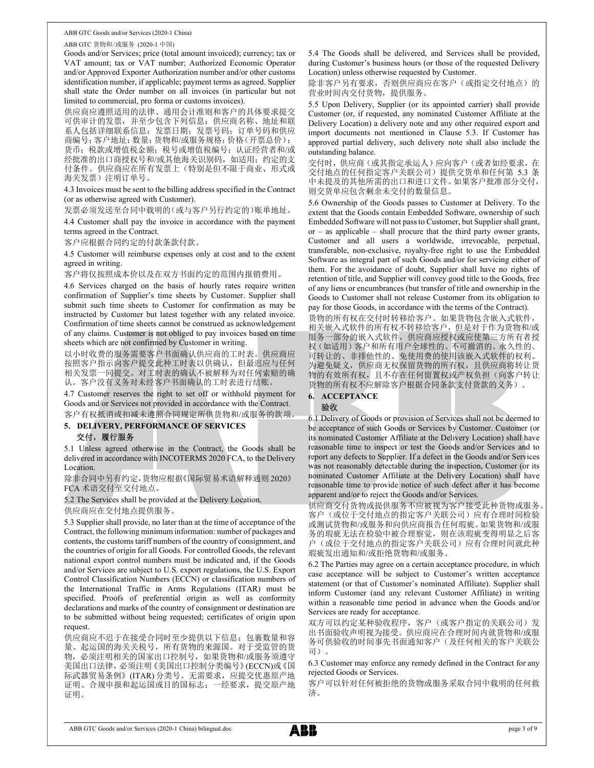Goods and/or Services; price (total amount invoiced); currency; tax or VAT amount; tax or VAT number; Authorized Economic Operator and/or Approved Exporter Authorization number and/or other customs identification number, if applicable; payment terms as agreed. Supplier shall state the Order number on all invoices (in particular but not limited to commercial, pro forma or customs invoices).

供应商应遵照适用的法律、通用会计准则和客户的具体要求提交可供审计的发票，并至少包含下列信息：供应商名称、地址和联系人包括详细联系信息；发票日期；发票号码；订单号码和供应商编号；客户地址；数量；货物和/或服务规格；价格（开票总价）；货币；税款或增值税金额；税号或增值税编号；认证经营者和/或经批准的出口商授权号和/或其他海关识别码，如适用；约定的支付条件。供应商应在所有发票上（特别是但不限于商业、形式或海关发票）注明订单号。

4.3 Invoices must be sent to the billing address specified in the Contract (or as otherwise agreed with Customer).

发票必须发送至合同中载明的（或与客户另行约定的）账单地址。

4.4 Customer shall pay the invoice in accordance with the payment terms agreed in the Contract.

客户应根据合同约定的付款条款付款。

4.5 Customer will reimburse expenses only at cost and to the extent agreed in writing.

客户将仅按照成本价以及在双方书面约定的范围内报销费用。

4.6 Services charged on the basis of hourly rates require written confirmation of Supplier's time sheets by Customer. Supplier shall submit such time sheets to Customer for confirmation as may be instructed by Customer but latest together with any related invoice. Confirmation of time sheets cannot be construed as acknowledgement of any claims. Customer is not obliged to pay invoices based on time sheets which are not confirmed by Customer in writing.

以小时收费的服务需要客户书面确认供应商的工时表。供应商应按照客户指示向客户提交此种工时表以供确认，但最迟应与任何相关发票一同提交。对工时表的确认不被解释为对任何索赔的确认。客户没有义务对未经客户书面确认的工时表进行结账。

4.7 Customer reserves the right to set off or withhold payment for Goods and/or Services not provided in accordance with the Contract.

客户有权抵消或扣减未遵照合同规定所供货物和/或服务的款项。

## 5. DELIVERY, PERFORMANCE OF SERVICES
## 交付，履行服务

5.1 Unless agreed otherwise in the Contract, the Goods shall be delivered in accordance with INCOTERMS 2020 FCA, to the Delivery Location.

除非合同中另有约定，货物应根据《国际贸易术语解释通则 2020》FCA 术语交付至交付地点。

5.2 The Services shall be provided at the Delivery Location.

供应商应在交付地点提供服务。

5.3 Supplier shall provide, no later than at the time of acceptance of the Contract, the following minimum information: number of packages and contents, the customs tariff numbers of the country of consignment, and the countries of origin for all Goods. For controlled Goods, the relevant national export control numbers must be indicated and, if the Goods and/or Services are subject to U.S. export regulations, the U.S. Export Control Classification Numbers (ECCN) or classification numbers of the International Traffic in Arms Regulations (ITAR) must be specified. Proofs of preferential origin as well as conformity declarations and marks of the country of consignment or destination are to be submitted without being requested; certificates of origin upon request.

供应商应不迟于在接受合同时至少提供以下信息：包裹数量和容量、起运国的海关关税号，所有货物的来源国。对于受监管的货物，必须注明相关的国家出口控制号，如果货物和/或服务须遵守美国出口法律，必须注明《美国出口控制分类编号》(ECCN)或《国际武器贸易条例》(ITAR) 分类号。无需要求，应提交优惠原产地证明、合规申报和起运国或目的国标志；一经要求，提交原产地证明。

5.4 The Goods shall be delivered, and Services shall be provided, during Customer's business hours (or those of the requested Delivery Location) unless otherwise requested by Customer.

除非客户另有要求，否则供应商应在客户（或指定交付地点）的营业时间内交付货物，提供服务。

5.5 Upon Delivery, Supplier (or its appointed carrier) shall provide Customer (or, if requested, any nominated Customer Affiliate at the Delivery Location) a delivery note and any other required export and import documents not mentioned in Clause 5.3. If Customer has approved partial delivery, such delivery note shall also include the outstanding balance.

交付时，供应商（或其指定承运人）应向客户（或者如经要求，在交付地点的任何指定客户关联公司）提供交货单和任何第 5.3 条中未提及的其他所需的出口和进口文件。如果客户批准部分交付，则交货单应包含剩余未交付的数量信息。

5.6 Ownership of the Goods passes to Customer at Delivery. To the extent that the Goods contain Embedded Software, ownership of such Embedded Software will not pass to Customer, but Supplier shall grant, or – as applicable – shall procure that the third party owner grants, Customer and all users a worldwide, irrevocable, perpetual, transferable, non-exclusive, royalty-free right to use the Embedded Software as integral part of such Goods and/or for servicing either of them. For the avoidance of doubt, Supplier shall have no rights of retention of title, and Supplier will convey good title to the Goods, free of any liens or encumbrances (but transfer of title and ownership in the Goods to Customer shall not release Customer from its obligation to pay for those Goods, in accordance with the terms of the Contract).

货物的所有权在交付时转移给客户。如果货物包含嵌入式软件，相关嵌入式软件的所有权不转移给客户，但是对于作为货物和/或服务一部分的嵌入式软件，供应商应授权或应使第三方所有者授权（如适用）客户和所有用户全球性的、不可撤消的、永久性的、可转让的、非排他性的、免使用费的使用该嵌入式软件的权利。为避免疑义，供应商无权保留货物的所有权，且供应商将转让货物的有效所有权，且不存在任何留置权或产权负担（向客户转让货物的所有权不应解除客户根据合同条款支付货款的义务）。

## 6. ACCEPTANCE
## 验收

6.1 Delivery of Goods or provision of Services shall not be deemed to be acceptance of such Goods or Services by Customer. Customer (or its nominated Customer Affiliate at the Delivery Location) shall have reasonable time to inspect or test the Goods and/or Services and to report any defects to Supplier. If a defect in the Goods and/or Services was not reasonably detectable during the inspection, Customer (or its nominated Customer Affiliate at the Delivery Location) shall have reasonable time to provide notice of such defect after it has become apparent and/or to reject the Goods and/or Services.

供应商交付货物或提供服务不应被视为客户接受此种货物或服务。客户（或位于交付地点的指定客户关联公司）应有合理时间检验或测试货物和/或服务和向供应商报告任何瑕疵。如果货物和/或服务的瑕疵无法在检验中被合理察觉，则在该瑕疵变得明显之后客户（或位于交付地点的指定客户关联公司）应有合理时间就此种瑕疵发出通知和/或拒绝货物和/或服务。

6.2 The Parties may agree on a certain acceptance procedure, in which case acceptance will be subject to Customer's written acceptance statement (or that of Customer's nominated Affiliate). Supplier shall inform Customer (and any relevant Customer Affiliate) in writing within a reasonable time period in advance when the Goods and/or Services are ready for acceptance.

双方可以约定某种验收程序，客户（或客户指定的关联公司）发出书面验收声明视为接受。供应商应在合理时间内就货物和/或服务可供验收的时间事先书面通知客户（及任何相关的客户关联公司）。

6.3 Customer may enforce any remedy defined in the Contract for any rejected Goods or Services.

客户可以针对任何被拒绝的货物或服务采取合同中载明的任何救济。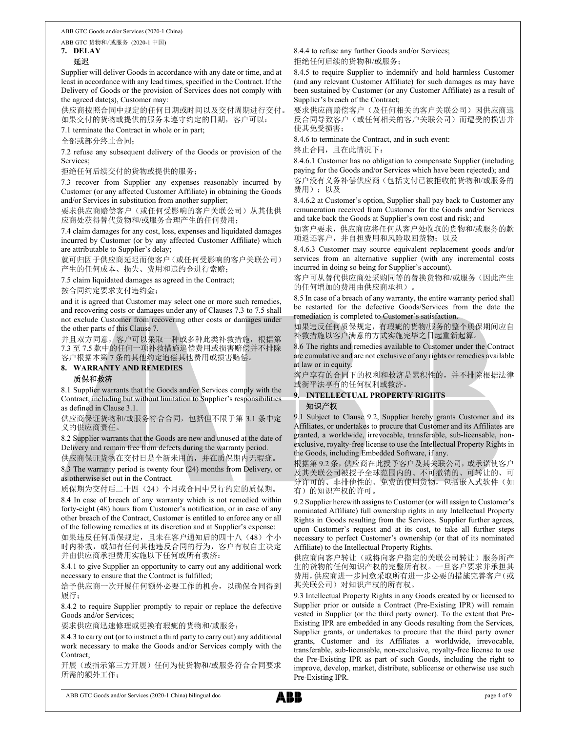## 7. DELAY

延迟

Supplier will deliver Goods in accordance with any date or time, and at least in accordance with any lead times, specified in the Contract. If the Delivery of Goods or the provision of Services does not comply with the agreed date(s), Customer may:

供应商按照合同中规定的任何日期或时间以及交付周期进行交付。如果交付的货物或提供的服务未遵守约定的日期，客户可以：

7.1 terminate the Contract in whole or in part;

全部或部分终止合同；

7.2 refuse any subsequent delivery of the Goods or provision of the Services;

拒绝任何后续交付的货物或提供的服务；

7.3 recover from Supplier any expenses reasonably incurred by Customer (or any affected Customer Affiliate) in obtaining the Goods and/or Services in substitution from another supplier;

要求供应商赔偿客户（或任何受影响的客户关联公司）从其他供应商处获得替代货物和/或服务合理产生的任何费用；

7.4 claim damages for any cost, loss, expenses and liquidated damages incurred by Customer (or by any affected Customer Affiliate) which are attributable to Supplier's delay;

就可归因于供应商延迟而使客户（或任何受影响的客户关联公司）产生的任何成本、损失、费用和违约金进行索赔；

7.5 claim liquidated damages as agreed in the Contract;

按合同约定要求支付违约金；

and it is agreed that Customer may select one or more such remedies, and recovering costs or damages under any of Clauses 7.3 to 7.5 shall not exclude Customer from recovering other costs or damages under the other parts of this Clause 7.

并且双方同意，客户可以采取一种或多种此类补救措施，根据第7.3 至 7.5 款中的任何一项补救措施追偿费用或损害赔偿并不排除客户根据本第 7 条的其他约定追偿其他费用或损害赔偿。

## 8. WARRANTY AND REMEDIES

质保和救济

8.1 Supplier warrants that the Goods and/or Services comply with the Contract, including but without limitation to Supplier's responsibilities as defined in Clause 3.1.

供应商保证货物和/或服务符合合同，包括但不限于第 3.1 条中定义的供应商责任。

8.2 Supplier warrants that the Goods are new and unused at the date of Delivery and remain free from defects during the warranty period.

供应商保证货物在交付日是全新未用的，并在质保期内无瑕疵。

8.3 The warranty period is twenty four (24) months from Delivery, or as otherwise set out in the Contract.

质保期为交付后二十四（24）个月或合同中另行约定的质保期。

8.4 In case of breach of any warranty which is not remedied within forty-eight (48) hours from Customer's notification, or in case of any other breach of the Contract, Customer is entitled to enforce any or all of the following remedies at its discretion and at Supplier's expense:

如果违反任何质保规定，且未在客户通知后的四十八（48）个小时内补救，或如有任何其他违反合同的行为，客户有权自主决定并由供应商承担费用实施以下任何或所有救济：

8.4.1 to give Supplier an opportunity to carry out any additional work necessary to ensure that the Contract is fulfilled;

给予供应商一次开展任何额外必要工作的机会，以确保合同得到履行；

8.4.2 to require Supplier promptly to repair or replace the defective Goods and/or Services;

要求供应商迅速修理或更换有瑕疵的货物和/或服务；

8.4.3 to carry out (or to instruct a third party to carry out) any additional work necessary to make the Goods and/or Services comply with the Contract;

开展（或指示第三方开展）任何为使货物和/或服务符合合同要求所需的额外工作；

8.4.4 to refuse any further Goods and/or Services;

拒绝任何后续的货物和/或服务；

8.4.5 to require Supplier to indemnify and hold harmless Customer (and any relevant Customer Affiliate) for such damages as may have been sustained by Customer (or any Customer Affiliate) as a result of Supplier's breach of the Contract;

要求供应商赔偿客户（及任何相关的客户关联公司）因供应商违反合同导致客户（或任何相关的客户关联公司）而遭受的损害并使其免受损害；

8.4.6 to terminate the Contract, and in such event:

终止合同，且在此情况下：

8.4.6.1 Customer has no obligation to compensate Supplier (including paying for the Goods and/or Services which have been rejected); and

客户没有义务补偿供应商（包括支付已被拒收的货物和/或服务的费用）；以及

8.4.6.2 at Customer's option, Supplier shall pay back to Customer any remuneration received from Customer for the Goods and/or Services and take back the Goods at Supplier's own cost and risk; and

如客户要求，供应商应将任何从客户处收取的货物和/或服务的款项返还客户，并自担费用和风险取回货物；以及

8.4.6.3 Customer may source equivalent replacement goods and/or services from an alternative supplier (with any incremental costs incurred in doing so being for Supplier's account).

客户可从替代供应商处采购同等的替换货物和/或服务（因此产生的任何增加的费用由供应商承担）。

8.5 In case of a breach of any warranty, the entire warranty period shall be restarted for the defective Goods/Services from the date the remediation is completed to Customer's satisfaction.

如果违反任何质保规定，有瑕疵的货物/服务的整个质保期间应自补救措施以客户满意的方式实施完毕之日起重新起算。

8.6 The rights and remedies available to Customer under the Contract are cumulative and are not exclusive of any rights or remedies available at law or in equity.

客户享有的合同下的权利和救济是累积性的，并不排除根据法律或衡平法享有的任何权利或救济。

## 9. INTELLECTUAL PROPERTY RIGHTS

知识产权

9.1 Subject to Clause 9.2, Supplier hereby grants Customer and its Affiliates, or undertakes to procure that Customer and its Affiliates are granted, a worldwide, irrevocable, transferable, sub-licensable, non-exclusive, royalty-free license to use the Intellectual Property Rights in the Goods, including Embedded Software, if any.

根据第 9.2 条，供应商在此授予客户及其关联公司，或承诺使客户及其关联公司被授予全球范围内的、不可撤销的、可转让的、可分许可的、非排他性的、免费的使用货物，包括嵌入式软件（如有）的知识产权的许可。

9.2 Supplier herewith assigns to Customer (or will assign to Customer's nominated Affiliate) full ownership rights in any Intellectual Property Rights in Goods resulting from the Services. Supplier further agrees, upon Customer's request and at its cost, to take all further steps necessary to perfect Customer's ownership (or that of its nominated Affiliate) to the Intellectual Property Rights.

供应商向客户转让（或将向客户指定的关联公司转让）服务所产生的货物的任何知识产权的完整所有权。一旦客户要求并承担其费用，供应商进一步同意采取所有进一步必要的措施完善客户（或其关联公司）对知识产权的所有权。

9.3 Intellectual Property Rights in any Goods created by or licensed to Supplier prior or outside a Contract (Pre-Existing IPR) will remain vested in Supplier (or the third party owner). To the extent that Pre-Existing IPR are embedded in any Goods resulting from the Services, Supplier grants, or undertakes to procure that the third party owner grants, Customer and its Affiliates a worldwide, irrevocable, transferable, sub-licensable, non-exclusive, royalty-free license to use the Pre-Existing IPR as part of such Goods, including the right to improve, develop, market, distribute, sublicense or otherwise use such Pre-Existing IPR.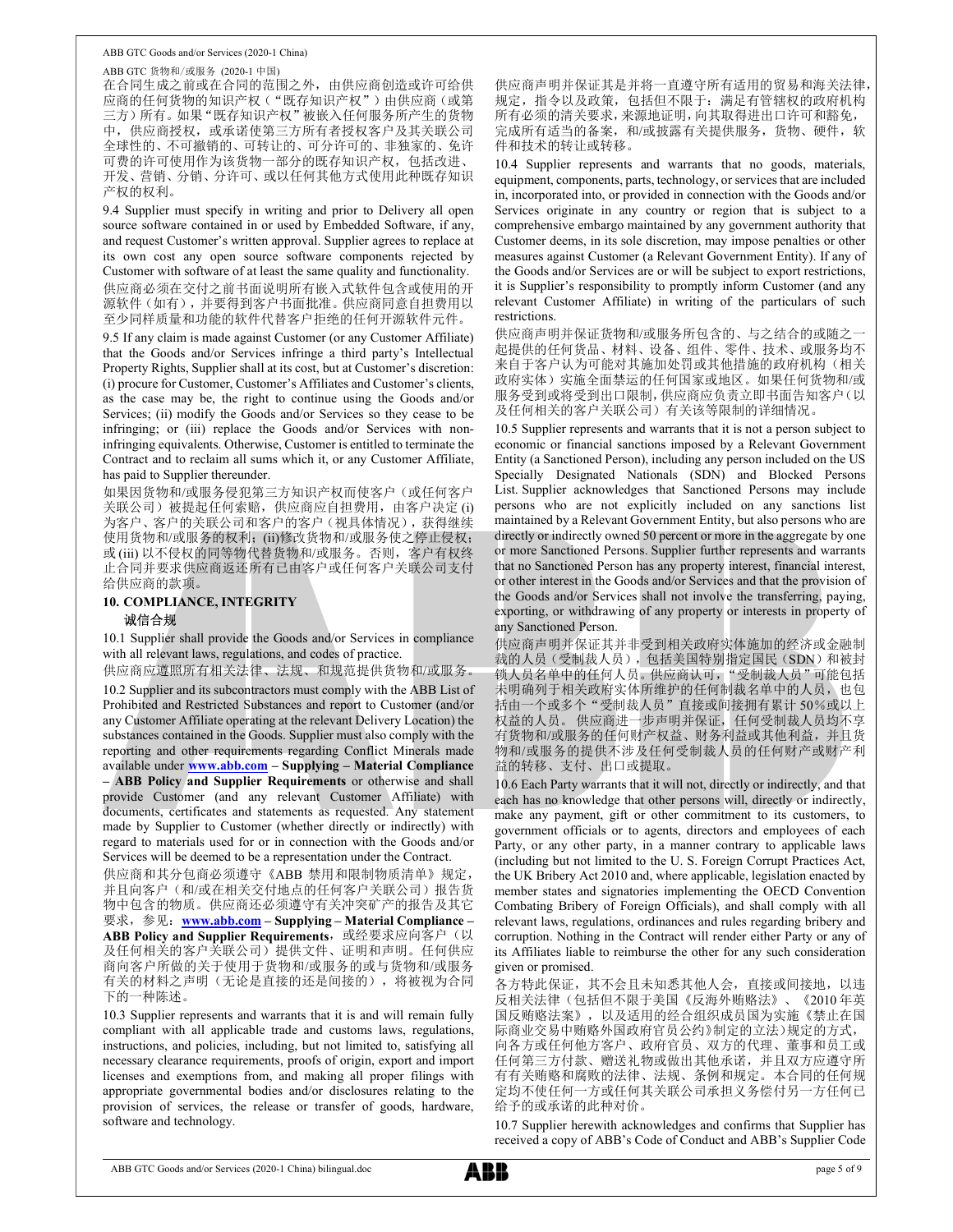在合同生成之前或在合同的范围之外，由供应商创造或许可给供应商的任何货物的知识产权（"既存知识产权"）由供应商（或第三方）所有。如果"既存知识产权"被嵌入任何服务所产生的货物中，供应商授权，或承诺使第三方所有者授权客户及其关联公司全球性的、不可撤销的、可转让的、可分许可的、非独家的、免许可费的许可使用作为该货物一部分的既存知识产权，包括改进、开发、营销、分销、分许可、或以任何其他方式使用此种既存知识产权的权利。

9.4 Supplier must specify in writing and prior to Delivery all open source software contained in or used by Embedded Software, if any, and request Customer's written approval. Supplier agrees to replace at its own cost any open source software components rejected by Customer with software of at least the same quality and functionality.

供应商必须在交付之前书面说明所有嵌入式软件包含或使用的开源软件（如有），并要得到客户书面批准。供应商同意自担费用以至少同样质量和功能的软件代替客户拒绝的任何开源软件元件。

9.5 If any claim is made against Customer (or any Customer Affiliate) that the Goods and/or Services infringe a third party's Intellectual Property Rights, Supplier shall at its cost, but at Customer's discretion: (i) procure for Customer, Customer's Affiliates and Customer's clients, as the case may be, the right to continue using the Goods and/or Services; (ii) modify the Goods and/or Services so they cease to be infringing; or (iii) replace the Goods and/or Services with non-infringing equivalents. Otherwise, Customer is entitled to terminate the Contract and to reclaim all sums which it, or any Customer Affiliate, has paid to Supplier thereunder.

如果因货物和/或服务侵犯第三方知识产权而使客户（或任何客户关联公司）被提起任何索赔，供应商应自担费用，由客户决定 (i) 为客户、客户的关联公司和客户的客户（视具体情况），获得继续使用货物和/或服务的权利；(ii)修改货物和/或服务使之停止侵权；或 (iii) 以不侵权的同等物代替货物和/或服务。否则，客户有权终止合同并要求供应商返还所有已由客户或任何客户关联公司支付给供应商的款项。

## 10. COMPLIANCE, INTEGRITY

## 诚信合规

10.1 Supplier shall provide the Goods and/or Services in compliance with all relevant laws, regulations, and codes of practice.

供应商应遵照所有相关法律、法规、和规范提供货物和/或服务。

10.2 Supplier and its subcontractors must comply with the ABB List of Prohibited and Restricted Substances and report to Customer (and/or any Customer Affiliate operating at the relevant Delivery Location) the substances contained in the Goods. Supplier must also comply with the reporting and other requirements regarding Conflict Minerals made available under **www.abb.com – Supplying – Material Compliance – ABB Policy and Supplier Requirements** or otherwise and shall provide Customer (and any relevant Customer Affiliate) with documents, certificates and statements as requested. Any statement made by Supplier to Customer (whether directly or indirectly) with regard to materials used for or in connection with the Goods and/or Services will be deemed to be a representation under the Contract.

供应商和其分包商必须遵守《ABB 禁用和限制物质清单》规定，并且向客户（和/或在相关交付地点的任何客户关联公司）报告货物中包含的物质。供应商还必须遵守有关冲突矿产的报告及其它要求，参见：**www.abb.com – Supplying – Material Compliance – ABB Policy and Supplier Requirements**，或经要求应向客户（以及任何相关的客户关联公司）提供文件、证明和声明。任何供应商向客户所做的关于使用于货物和/或服务的或与货物和/或服务有关的材料之声明（无论是直接的还是间接的），将被视为合同下的一种陈述。

10.3 Supplier represents and warrants that it is and will remain fully compliant with all applicable trade and customs laws, regulations, instructions, and policies, including, but not limited to, satisfying all necessary clearance requirements, proofs of origin, export and import licenses and exemptions from, and making all proper filings with appropriate governmental bodies and/or disclosures relating to the provision of services, the release or transfer of goods, hardware, software and technology.

供应商声明并保证其是并将一直遵守所有适用的贸易和海关法律，规定，指令以及政策，包括但不限于：满足有管辖权的政府机构所有必须的清关要求，来源地证明，向其取得进出口许可和豁免，完成所有适当的备案，和/或披露有关提供服务，货物、硬件，软件和技术的转让或转移。

10.4 Supplier represents and warrants that no goods, materials, equipment, components, parts, technology, or services that are included in, incorporated into, or provided in connection with the Goods and/or Services originate in any country or region that is subject to a comprehensive embargo maintained by any government authority that Customer deems, in its sole discretion, may impose penalties or other measures against Customer (a Relevant Government Entity). If any of the Goods and/or Services are or will be subject to export restrictions, it is Supplier's responsibility to promptly inform Customer (and any relevant Customer Affiliate) in writing of the particulars of such restrictions.

供应商声明并保证货物和/或服务所包含的、与之结合的或随之一起提供的任何货品、材料、设备、组件、零件、技术、或服务均不来自于客户认为可能对其施加处罚或其他措施的政府机构（相关政府实体）实施全面禁运的任何国家或地区。如果任何货物和/或服务受到或将受到出口限制，供应商应负责立即书面告知客户（以及任何相关的客户关联公司）有关该等限制的详细情况。

10.5 Supplier represents and warrants that it is not a person subject to economic or financial sanctions imposed by a Relevant Government Entity (a Sanctioned Person), including any person included on the US Specially Designated Nationals (SDN) and Blocked Persons List. Supplier acknowledges that Sanctioned Persons may include persons who are not explicitly included on any sanctions list maintained by a Relevant Government Entity, but also persons who are directly or indirectly owned 50 percent or more in the aggregate by one or more Sanctioned Persons. Supplier further represents and warrants that no Sanctioned Person has any property interest, financial interest, or other interest in the Goods and/or Services and that the provision of the Goods and/or Services shall not involve the transferring, paying, exporting, or withdrawing of any property or interests in property of any Sanctioned Person.

供应商声明并保证其并非受到相关政府实体施加的经济或金融制裁的人员（受制裁人员），包括美国特别指定国民（SDN）和被封锁人员名单中的任何人员。供应商认可，"受制裁人员"可能包括未明确列于相关政府实体所维护的任何制裁名单中的人员，也包括由一个或多个"受制裁人员"直接或间接拥有累计 50%或以上权益的人员。供应商进一步声明并保证，任何受制裁人员均不享有货物和/或服务的任何财产权益、财务利益或其他利益，并且货物和/或服务的提供不涉及任何受制裁人员的任何财产或财产利益的转移、支付、出口或提取。

10.6 Each Party warrants that it will not, directly or indirectly, and that each has no knowledge that other persons will, directly or indirectly, make any payment, gift or other commitment to its customers, to government officials or to agents, directors and employees of each Party, or any other party, in a manner contrary to applicable laws (including but not limited to the U. S. Foreign Corrupt Practices Act, the UK Bribery Act 2010 and, where applicable, legislation enacted by member states and signatories implementing the OECD Convention Combating Bribery of Foreign Officials), and shall comply with all relevant laws, regulations, ordinances and rules regarding bribery and corruption. Nothing in the Contract will render either Party or any of its Affiliates liable to reimburse the other for any such consideration given or promised.

各方特此保证，其不会且未知悉其他人会，直接或间接地，以违反相关法律（包括但不限于美国《反海外贿赂法》、《2010 年英国反贿赂法案》，以及适用的经合组织成员国为实施《禁止在国际商业交易中贿赂外国政府官员公约》制定的立法）规定的方式，向各方或任何他方客户、政府官员、双方的代理、董事和员工或任何第三方付款、赠送礼物或做出其他承诺，并且双方应遵守所有有关贿赂和腐败的法律、法规、条例和规定。本合同的任何规定均不使任何一方或任何其关联公司承担义务偿付另一方任何已给予的或承诺的此种对价。

10.7 Supplier herewith acknowledges and confirms that Supplier has received a copy of ABB's Code of Conduct and ABB's Supplier Code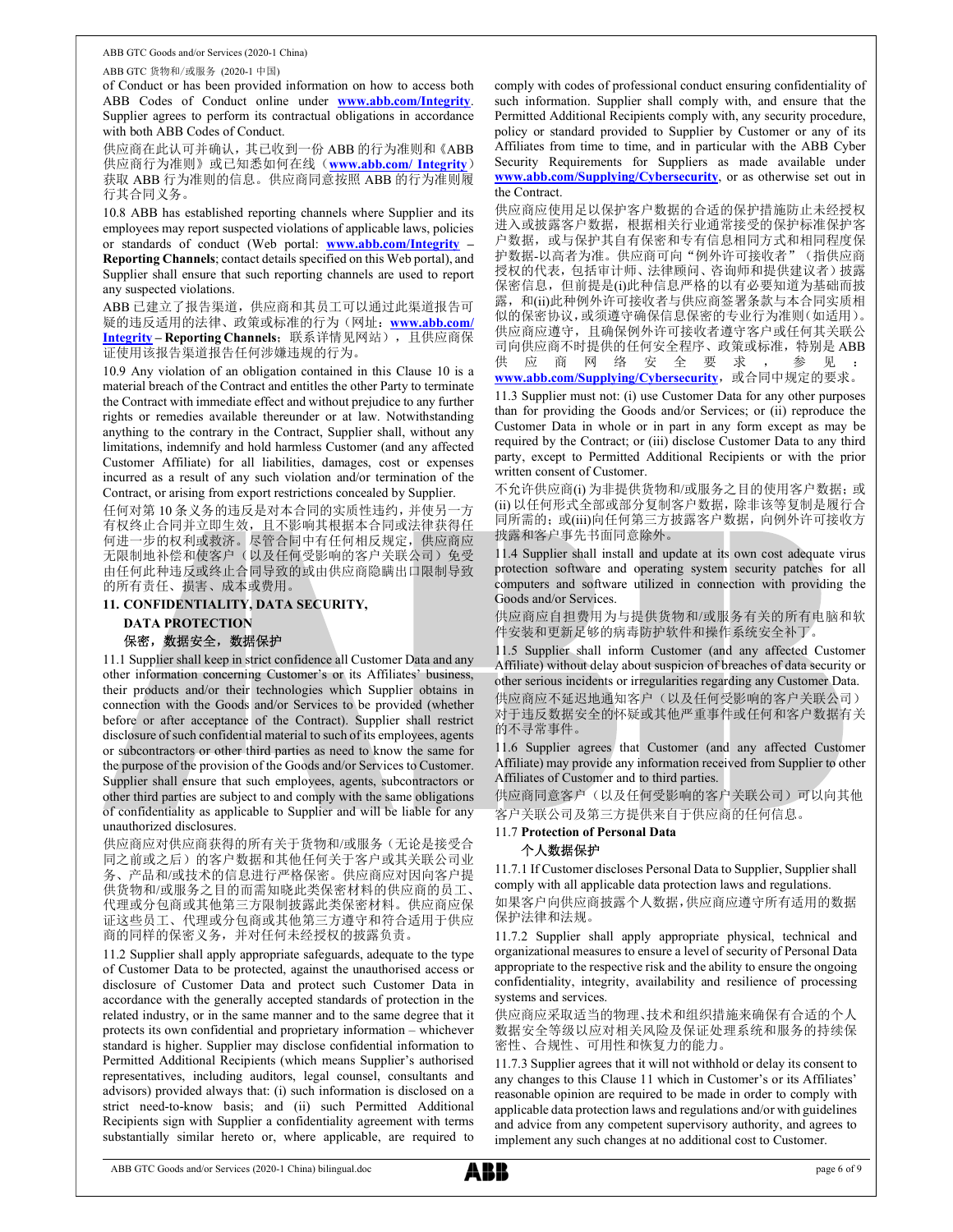of Conduct or has been provided information on how to access both ABB Codes of Conduct online under **www.abb.com/Integrity**. Supplier agrees to perform its contractual obligations in accordance with both ABB Codes of Conduct.

供应商在此认可并确认，其已收到一份 ABB 的行为准则和《ABB 供应商行为准则》或已知悉如何在线（**www.abb.com/ Integrity**）获取 ABB 行为准则的信息。供应商同意按照 ABB 的行为准则履行其合同义务。

10.8 ABB has established reporting channels where Supplier and its employees may report suspected violations of applicable laws, policies or standards of conduct (Web portal: **www.abb.com/Integrity** – **Reporting Channels**; contact details specified on this Web portal), and Supplier shall ensure that such reporting channels are used to report any suspected violations.

ABB 已建立了报告渠道，供应商和其员工可以通过此渠道报告可疑的违反适用的法律、政策或标准的行为（网址：**www.abb.com/ Integrity** – **Reporting Channels**；联系详情见网站），且供应商保证使用该报告渠道报告任何涉嫌违规的行为。

10.9 Any violation of an obligation contained in this Clause 10 is a material breach of the Contract and entitles the other Party to terminate the Contract with immediate effect and without prejudice to any further rights or remedies available thereunder or at law. Notwithstanding anything to the contrary in the Contract, Supplier shall, without any limitations, indemnify and hold harmless Customer (and any affected Customer Affiliate) for all liabilities, damages, cost or expenses incurred as a result of any such violation and/or termination of the Contract, or arising from export restrictions concealed by Supplier.

任何对第 10 条义务的违反是对本合同的实质性违约，并使另一方有权终止合同并立即生效，且不影响其根据本合同或法律获得任何进一步的权利或救济。尽管合同中有任何相反规定，供应商应无限制地补偿和使客户（以及任何受影响的客户关联公司）免受由任何此种违反或终止合同导致的或由供应商隐瞒出口限制导致的所有责任、损害、成本或费用。

## 11. CONFIDENTIALITY, DATA SECURITY, DATA PROTECTION

## 保密，数据安全，数据保护

11.1 Supplier shall keep in strict confidence all Customer Data and any other information concerning Customer's or its Affiliates' business, their products and/or their technologies which Supplier obtains in connection with the Goods and/or Services to be provided (whether before or after acceptance of the Contract). Supplier shall restrict disclosure of such confidential material to such of its employees, agents or subcontractors or other third parties as need to know the same for the purpose of the provision of the Goods and/or Services to Customer. Supplier shall ensure that such employees, agents, subcontractors or other third parties are subject to and comply with the same obligations of confidentiality as applicable to Supplier and will be liable for any unauthorized disclosures.

供应商应对供应商获得的所有关于货物和/或服务（无论是接受合同之前或之后）的客户数据和其他任何关于客户或其关联公司业务、产品和/或技术的信息进行严格保密。供应商应对因向客户提供货物和/或服务之目的而需知晓此类保密材料的供应商的员工、代理或分包商或其他第三方限制披露此类保密材料。供应商应保证这些员工、代理或分包商或其他第三方遵守和符合适用于供应商的同样的保密义务，并对任何未经授权的披露负责。

11.2 Supplier shall apply appropriate safeguards, adequate to the type of Customer Data to be protected, against the unauthorised access or disclosure of Customer Data and protect such Customer Data in accordance with the generally accepted standards of protection in the related industry, or in the same manner and to the same degree that it protects its own confidential and proprietary information – whichever standard is higher. Supplier may disclose confidential information to Permitted Additional Recipients (which means Supplier's authorised representatives, including auditors, legal counsel, consultants and advisors) provided always that: (i) such information is disclosed on a strict need-to-know basis; and (ii) such Permitted Additional Recipients sign with Supplier a confidentiality agreement with terms substantially similar hereto or, where applicable, are required to comply with codes of professional conduct ensuring confidentiality of such information. Supplier shall comply with, and ensure that the Permitted Additional Recipients comply with, any security procedure, policy or standard provided to Supplier by Customer or any of its Affiliates from time to time, and in particular with the ABB Cyber Security Requirements for Suppliers as made available under **www.abb.com/Supplying/Cybersecurity**, or as otherwise set out in the Contract.

供应商应使用足以保护客户数据的合适的保护措施防止未经授权进入或披露客户数据，根据相关行业通常接受的保护标准保护客户数据，或与保护其自有保密和专有信息相同方式和相同程度保护数据-以高者为准。供应商可向"例外许可接收者"（指供应商授权的代表，包括审计师、法律顾问、咨询师和提供建议者）披露保密信息，但前提是(i)此种信息严格的以有必要知道为基础而披露，和(ii)此种例外许可接收者与供应商签署条款与本合同实质相似的保密协议，或须遵守确保信息保密的专业行为准则（如适用）。供应商应遵守，且确保例外许可接收者遵守客户或任何其关联公司向供应商不时提供的任何安全程序、政策或标准，特别是 ABB 供应商网络安全要求，参见：**www.abb.com/Supplying/Cybersecurity**，或合同中规定的要求。

11.3 Supplier must not: (i) use Customer Data for any other purposes than for providing the Goods and/or Services; or (ii) reproduce the Customer Data in whole or in part in any form except as may be required by the Contract; or (iii) disclose Customer Data to any third party, except to Permitted Additional Recipients or with the prior written consent of Customer.

不允许供应商(i) 为非提供货物和/或服务之目的使用客户数据；或(ii) 以任何形式全部或部分复制客户数据，除非该等复制是履行合同所需的；或(iii)向任何第三方披露客户数据，向例外许可接收方披露和客户事先书面同意除外。

11.4 Supplier shall install and update at its own cost adequate virus protection software and operating system security patches for all computers and software utilized in connection with providing the Goods and/or Services.

供应商应自担费用为与提供货物和/或服务有关的所有电脑和软件安装和更新足够的病毒防护软件和操作系统安全补丁。

11.5 Supplier shall inform Customer (and any affected Customer Affiliate) without delay about suspicion of breaches of data security or other serious incidents or irregularities regarding any Customer Data.

供应商应不延迟地通知客户（以及任何受影响的客户关联公司）对于违反数据安全的怀疑或其他严重事件或任何和客户数据有关的不寻常事件。

11.6 Supplier agrees that Customer (and any affected Customer Affiliate) may provide any information received from Supplier to other Affiliates of Customer and to third parties.

供应商同意客户（以及任何受影响的客户关联公司）可以向其他客户关联公司及第三方提供来自于供应商的任何信息。

### 11.7 Protection of Personal Data

### 个人数据保护

11.7.1 If Customer discloses Personal Data to Supplier, Supplier shall comply with all applicable data protection laws and regulations.

如果客户向供应商披露个人数据，供应商应遵守所有适用的数据保护法律和法规。

11.7.2 Supplier shall apply appropriate physical, technical and organizational measures to ensure a level of security of Personal Data appropriate to the respective risk and the ability to ensure the ongoing confidentiality, integrity, availability and resilience of processing systems and services.

供应商应采取适当的物理、技术和组织措施来确保有合适的个人数据安全等级以应对相关风险及保证处理系统和服务的持续保密性、合规性、可用性和恢复力的能力。

11.7.3 Supplier agrees that it will not withhold or delay its consent to any changes to this Clause 11 which in Customer's or its Affiliates' reasonable opinion are required to be made in order to comply with applicable data protection laws and regulations and/or with guidelines and advice from any competent supervisory authority, and agrees to implement any such changes at no additional cost to Customer.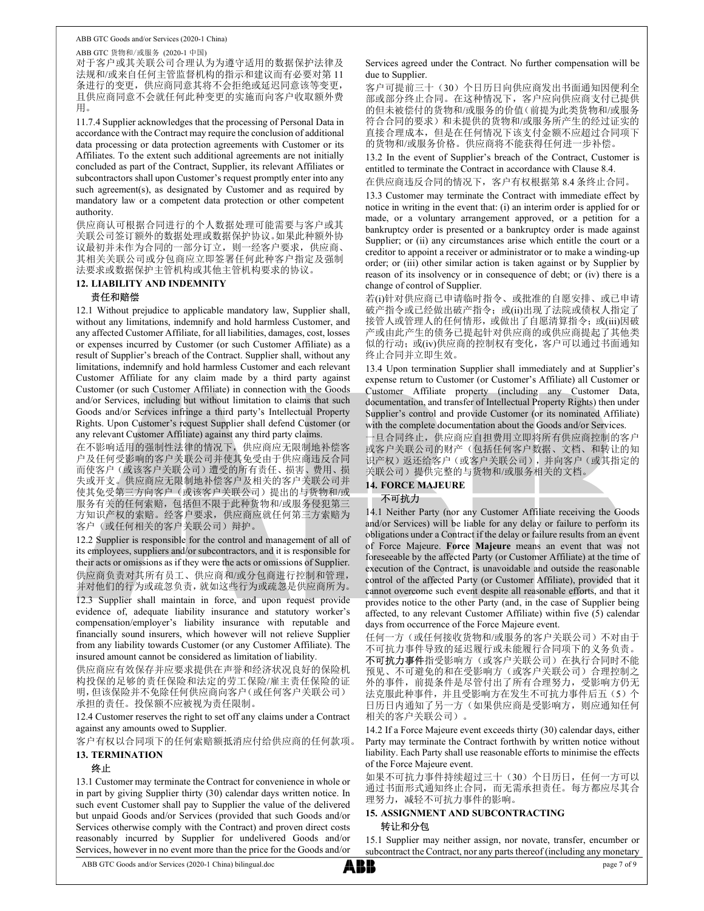对于客户或其关联公司合理认为为遵守适用的数据保护法律及法规和/或来自任何主管监督机构的指示和建议而有必要对第 11 条进行的变更，供应商同意其将不会拒绝或延迟同意该等变更，且供应商同意不会就任何此种变更的实施而向客户收取额外费用。

11.7.4 Supplier acknowledges that the processing of Personal Data in accordance with the Contract may require the conclusion of additional data processing or data protection agreements with Customer or its Affiliates. To the extent such additional agreements are not initially concluded as part of the Contract, Supplier, its relevant Affiliates or subcontractors shall upon Customer's request promptly enter into any such agreement(s), as designated by Customer and as required by mandatory law or a competent data protection or other competent authority.

供应商认可根据合同进行的个人数据处理可能需要与客户或其关联公司签订额外的数据处理或数据保护协议。如果此种额外协议最初并未作为合同的一部分订立，则一经客户要求，供应商、其相关关联公司或分包商应立即签署任何此种客户指定及强制法要求或数据保护主管机构或其他主管机构要求的协议。

## 12. LIABILITY AND INDEMNITY
## 责任和赔偿

12.1 Without prejudice to applicable mandatory law, Supplier shall, without any limitations, indemnify and hold harmless Customer, and any affected Customer Affiliate, for all liabilities, damages, cost, losses or expenses incurred by Customer (or such Customer Affiliate) as a result of Supplier's breach of the Contract. Supplier shall, without any limitations, indemnify and hold harmless Customer and each relevant Customer Affiliate for any claim made by a third party against Customer (or such Customer Affiliate) in connection with the Goods and/or Services, including but without limitation to claims that such Goods and/or Services infringe a third party's Intellectual Property Rights. Upon Customer's request Supplier shall defend Customer (or any relevant Customer Affiliate) against any third party claims.

在不影响适用的强制性法律的情况下，供应商应无限制地补偿客户及任何受影响的客户关联公司并使其免受由于供应商违反合同而使客户（或该客户关联公司）遭受的所有责任、损害、费用、损失或开支。供应商应无限制地补偿客户及相关的客户关联公司并使其免受第三方向客户（或该客户关联公司）提出的与货物和/或服务有关的任何索赔，包括但不限于此种货物和/或服务侵犯第三方知识产权的索赔。经客户要求，供应商应就任何第三方索赔为客户（或任何相关的客户关联公司）辩护。

12.2 Supplier is responsible for the control and management of all of its employees, suppliers and/or subcontractors, and it is responsible for their acts or omissions as if they were the acts or omissions of Supplier.

供应商负责对其所有员工、供应商和/或分包商进行控制和管理，并对他们的行为或疏忽负责，就如这些行为或疏忽是供应商所为。

12.3 Supplier shall maintain in force, and upon request provide evidence of, adequate liability insurance and statutory worker's compensation/employer's liability insurance with reputable and financially sound insurers, which however will not relieve Supplier from any liability towards Customer (or any Customer Affiliate). The insured amount cannot be considered as limitation of liability.

供应商应有效保存并应要求提供在声誉和经济状况良好的保险机构投保的足够的责任保险和法定的劳工保险/雇主责任保险的证明，但该保险并不免除任何供应商向客户（或任何客户关联公司）承担的责任。投保额不应被视为责任限制。

12.4 Customer reserves the right to set off any claims under a Contract against any amounts owed to Supplier.

客户有权以合同项下的任何索赔额抵消应付给供应商的任何款项。

## 13. TERMINATION
## 终止

13.1 Customer may terminate the Contract for convenience in whole or in part by giving Supplier thirty (30) calendar days written notice. In such event Customer shall pay to Supplier the value of the delivered but unpaid Goods and/or Services (provided that such Goods and/or Services otherwise comply with the Contract) and proven direct costs reasonably incurred by Supplier for undelivered Goods and/or Services, however in no event more than the price for the Goods and/or Services agreed under the Contract. No further compensation will be due to Supplier.

客户可提前三十（30）个日历日向供应商发出书面通知因便利全部或部分终止合同。在这种情况下，客户应向供应商支付已提供的但未被偿付的货物和/或服务的价值（前提为此类货物和/或服务符合合同的要求）和未提供的货物和/或服务所产生的经过证实的直接合理成本，但是在任何情况下该支付金额不应超过合同项下的货物和/或服务价格。供应商将不能获得任何进一步补偿。

13.2 In the event of Supplier's breach of the Contract, Customer is entitled to terminate the Contract in accordance with Clause 8.4.

在供应商违反合同的情况下，客户有权根据第 8.4 条终止合同。

13.3 Customer may terminate the Contract with immediate effect by notice in writing in the event that: (i) an interim order is applied for or made, or a voluntary arrangement approved, or a petition for a bankruptcy order is presented or a bankruptcy order is made against Supplier; or (ii) any circumstances arise which entitle the court or a creditor to appoint a receiver or administrator or to make a winding-up order; or (iii) other similar action is taken against or by Supplier by reason of its insolvency or in consequence of debt; or (iv) there is a change of control of Supplier.

若(i)针对供应商已申请临时指令、或批准的自愿安排、或已申请破产指令或已经做出破产指令；或(ii)出现了法院或债权人指定了接管人或管理人的任何情形，或做出了自愿清算指令；或(iii)因破产或由此产生的债务已提起针对供应商的或供应商提起了其他类似的行动；或(iv)供应商的控制权有变化，客户可以通过书面通知终止合同并立即生效。

13.4 Upon termination Supplier shall immediately and at Supplier's expense return to Customer (or Customer's Affiliate) all Customer or Customer Affiliate property (including any Customer Data, documentation, and transfer of Intellectual Property Rights) then under Supplier's control and provide Customer (or its nominated Affiliate) with the complete documentation about the Goods and/or Services.

一旦合同终止，供应商应自担费用立即将所有供应商控制的客户或客户关联公司的财产（包括任何客户数据、文档、和转让的知识产权）返还给客户（或客户关联公司），并向客户（或其指定的关联公司）提供完整的与货物和/或服务相关的文档。

## 14. FORCE MAJEURE
## 不可抗力

14.1 Neither Party (nor any Customer Affiliate receiving the Goods and/or Services) will be liable for any delay or failure to perform its obligations under a Contract if the delay or failure results from an event of Force Majeure. **Force Majeure** means an event that was not foreseeable by the affected Party (or Customer Affiliate) at the time of execution of the Contract, is unavoidable and outside the reasonable control of the affected Party (or Customer Affiliate), provided that it cannot overcome such event despite all reasonable efforts, and that it provides notice to the other Party (and, in the case of Supplier being affected, to any relevant Customer Affiliate) within five (5) calendar days from occurrence of the Force Majeure event.

任何一方（或任何接收货物和/或服务的客户关联公司）不对由于不可抗力事件导致的延迟履行或未能履行合同项下的义务负责。**不可抗力事件**指受影响方（或客户关联公司）在执行合同时不能预见、不可避免的和在受影响方（或客户关联公司）合理控制之外的事件，前提条件是尽管付出了所有合理努力，受影响方仍无法克服此种事件，并且受影响方在发生不可抗力事件后五（5）个日历日内通知了另一方（如果供应商是受影响方，则应通知任何相关的客户关联公司）。

14.2 If a Force Majeure event exceeds thirty (30) calendar days, either Party may terminate the Contract forthwith by written notice without liability. Each Party shall use reasonable efforts to minimise the effects of the Force Majeure event.

如果不可抗力事件持续超过三十（30）个日历日，任何一方可以通过书面形式通知终止合同，而无需承担责任。每方都应尽其合理努力，减轻不可抗力事件的影响。

## 15. ASSIGNMENT AND SUBCONTRACTING
## 转让和分包

15.1 Supplier may neither assign, nor novate, transfer, encumber or subcontract the Contract, nor any parts thereof (including any monetary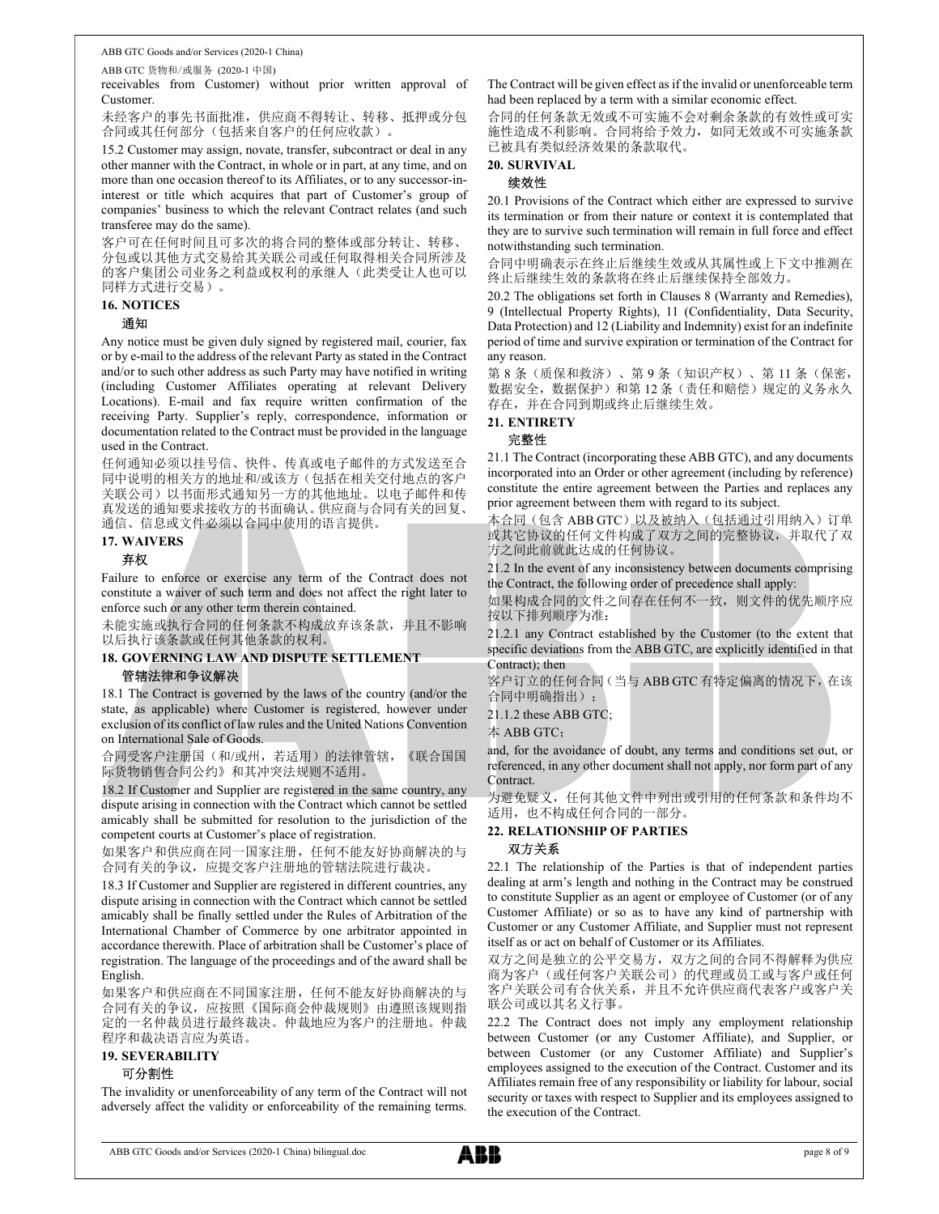receivables from Customer) without prior written approval of Customer.

未经客户的事先书面批准，供应商不得转让、转移、抵押或分包合同或其任何部分（包括来自客户的任何应收款）。

15.2 Customer may assign, novate, transfer, subcontract or deal in any other manner with the Contract, in whole or in part, at any time, and on more than one occasion thereof to its Affiliates, or to any successor-in-interest or title which acquires that part of Customer's group of companies' business to which the relevant Contract relates (and such transferee may do the same).

客户可在任何时间且可多次的将合同的整体或部分转让、转移、分包或以其他方式交易给其关联公司或任何取得相关合同所涉及的客户集团公司业务之利益或权利的承继人（此类受让人也可以同样方式进行交易）。

## 16. NOTICES

### 通知

Any notice must be given duly signed by registered mail, courier, fax or by e-mail to the address of the relevant Party as stated in the Contract and/or to such other address as such Party may have notified in writing (including Customer Affiliates operating at relevant Delivery Locations). E-mail and fax require written confirmation of the receiving Party. Supplier's reply, correspondence, information or documentation related to the Contract must be provided in the language used in the Contract.

任何通知必须以挂号信、快件、传真或电子邮件的方式发送至合同中说明的相关方的地址和/或该方（包括在相关交付地点的客户关联公司）以书面形式通知另一方的其他地址。以电子邮件和传真发送的通知要求接收方的书面确认。供应商与合同有关的回复、通信、信息或文件必须以合同中使用的语言提供。

## 17. WAIVERS

### 弃权

Failure to enforce or exercise any term of the Contract does not constitute a waiver of such term and does not affect the right later to enforce such or any other term therein contained.

未能实施或执行合同的任何条款不构成放弃该条款，并且不影响以后执行该条款或任何其他条款的权利。

## 18. GOVERNING LAW AND DISPUTE SETTLEMENT

### 管辖法律和争议解决

18.1 The Contract is governed by the laws of the country (and/or the state, as applicable) where Customer is registered, however under exclusion of its conflict of law rules and the United Nations Convention on International Sale of Goods.

合同受客户注册国（和/或州，若适用）的法律管辖，《联合国国际货物销售合同公约》和其冲突法规则不适用。

18.2 If Customer and Supplier are registered in the same country, any dispute arising in connection with the Contract which cannot be settled amicably shall be submitted for resolution to the jurisdiction of the competent courts at Customer's place of registration.

如果客户和供应商在同一国家注册，任何不能友好协商解决的与合同有关的争议，应提交客户注册地的管辖法院进行裁决。

18.3 If Customer and Supplier are registered in different countries, any dispute arising in connection with the Contract which cannot be settled amicably shall be finally settled under the Rules of Arbitration of the International Chamber of Commerce by one arbitrator appointed in accordance therewith. Place of arbitration shall be Customer's place of registration. The language of the proceedings and of the award shall be English.

如果客户和供应商在不同国家注册，任何不能友好协商解决的与合同有关的争议，应按照《国际商会仲裁规则》由遵照该规则指定的一名仲裁员进行最终裁决。仲裁地应为客户的注册地。仲裁程序和裁决语言应为英语。

## 19. SEVERABILITY

### 可分割性

The invalidity or unenforceability of any term of the Contract will not adversely affect the validity or enforceability of the remaining terms. The Contract will be given effect as if the invalid or unenforceable term had been replaced by a term with a similar economic effect.

合同的任何条款无效或不可实施不会对剩余条款的有效性或可实施性造成不利影响。合同将给予效力，如同无效或不可实施条款已被具有类似经济效果的条款取代。

## 20. SURVIVAL

### 续效性

20.1 Provisions of the Contract which either are expressed to survive its termination or from their nature or context it is contemplated that they are to survive such termination will remain in full force and effect notwithstanding such termination.

合同中明确表示在终止后继续生效或从其属性或上下文中推测在终止后继续生效的条款将在终止后继续保持全部效力。

20.2 The obligations set forth in Clauses 8 (Warranty and Remedies), 9 (Intellectual Property Rights), 11 (Confidentiality, Data Security, Data Protection) and 12 (Liability and Indemnity) exist for an indefinite period of time and survive expiration or termination of the Contract for any reason.

第 8 条（质保和救济）、第 9 条（知识产权）、第 11 条（保密，数据安全，数据保护）和第 12 条（责任和赔偿）规定的义务永久存在，并在合同到期或终止后继续生效。

## 21. ENTIRETY

### 完整性

21.1 The Contract (incorporating these ABB GTC), and any documents incorporated into an Order or other agreement (including by reference) constitute the entire agreement between the Parties and replaces any prior agreement between them with regard to its subject.

本合同（包含 ABB GTC）以及被纳入（包括通过引用纳入）订单或其它协议的任何文件构成了双方之间的完整协议，并取代了双方之间此前就此达成的任何协议。

21.2 In the event of any inconsistency between documents comprising the Contract, the following order of precedence shall apply:

如果构成合同的文件之间存在任何不一致，则文件的优先顺序应按以下排列顺序为准：

21.2.1 any Contract established by the Customer (to the extent that specific deviations from the ABB GTC, are explicitly identified in that Contract); then

客户订立的任何合同（当与 ABB GTC 有特定偏离的情况下，在该合同中明确指出）；

21.1.2 these ABB GTC;

本 ABB GTC；

and, for the avoidance of doubt, any terms and conditions set out, or referenced, in any other document shall not apply, nor form part of any Contract.

为避免疑义，任何其他文件中列出或引用的任何条款和条件均不适用，也不构成任何合同的一部分。

## 22. RELATIONSHIP OF PARTIES

### 双方关系

22.1 The relationship of the Parties is that of independent parties dealing at arm's length and nothing in the Contract may be construed to constitute Supplier as an agent or employee of Customer (or of any Customer Affiliate) or so as to have any kind of partnership with Customer or any Customer Affiliate, and Supplier must not represent itself as or act on behalf of Customer or its Affiliates.

双方之间是独立的公平交易方，双方之间的合同不得解释为供应商为客户（或任何客户关联公司）的代理或员工或与客户或任何客户关联公司有合伙关系，并且不允许供应商代表客户或客户关联公司或以其名义行事。

22.2 The Contract does not imply any employment relationship between Customer (or any Customer Affiliate), and Supplier, or between Customer (or any Customer Affiliate) and Supplier's employees assigned to the execution of the Contract. Customer and its Affiliates remain free of any responsibility or liability for labour, social security or taxes with respect to Supplier and its employees assigned to the execution of the Contract.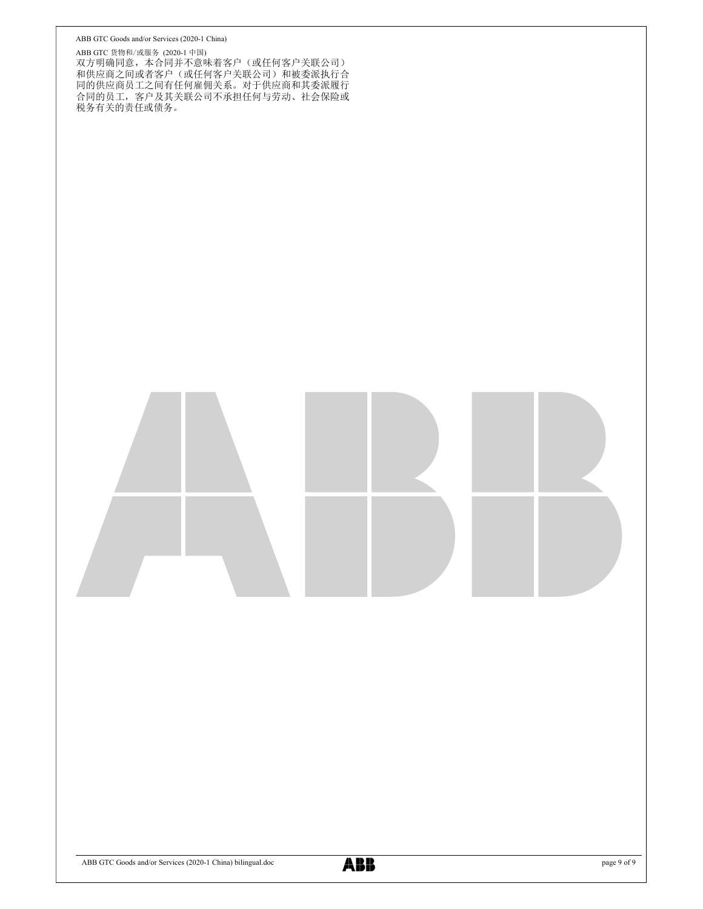双方明确同意，本合同并不意味着客户（或任何客户关联公司）和供应商之间或者客户（或任何客户关联公司）和被委派执行合同的供应商员工之间有任何雇佣关系。对于供应商和其委派履行合同的员工，客户及其关联公司不承担任何与劳动、社会保险或税务有关的责任或债务。